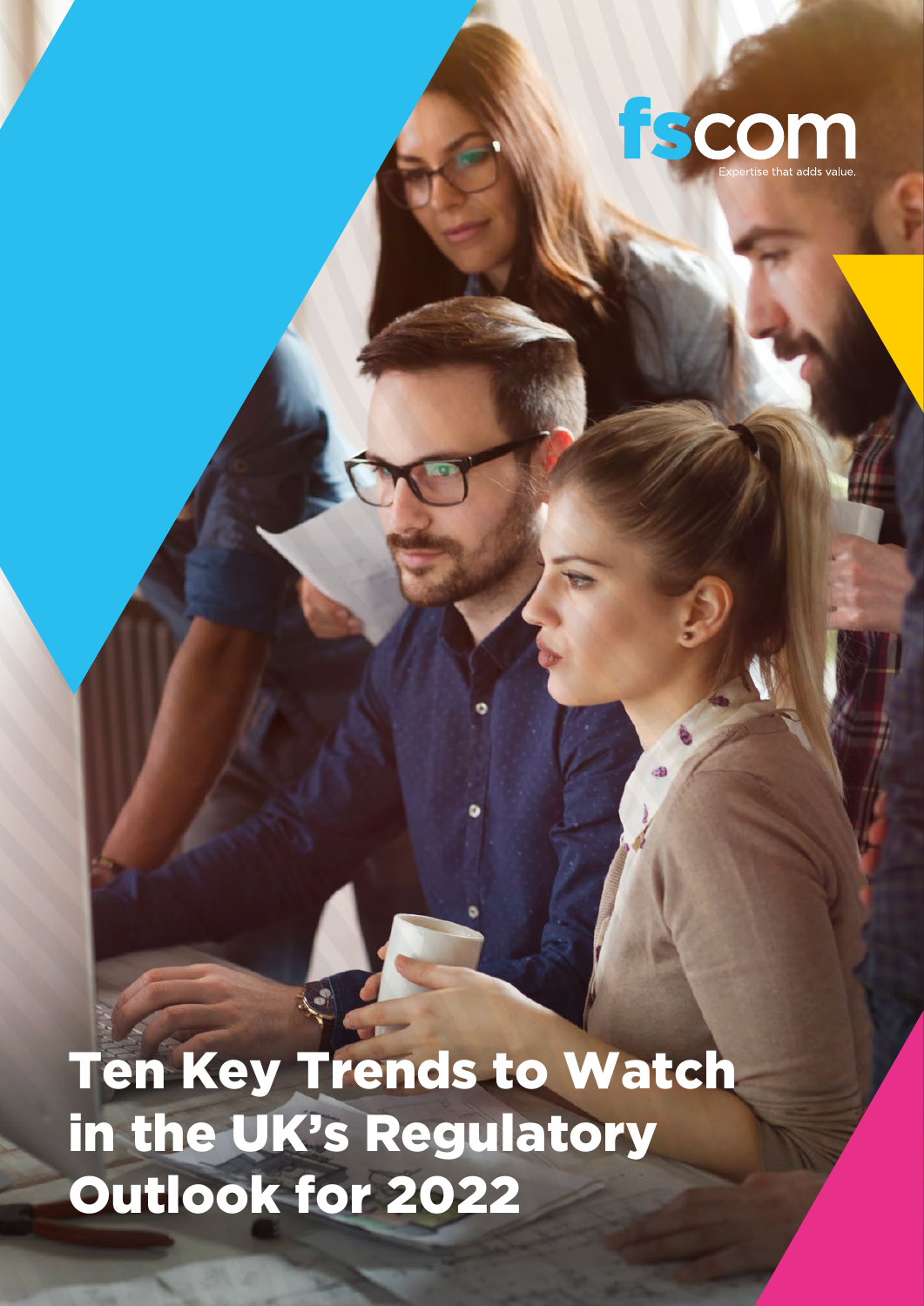fscom

Expertise that adds value.

# Ten Key Trends to Watch in the UK's Regulatory Outlook for 2022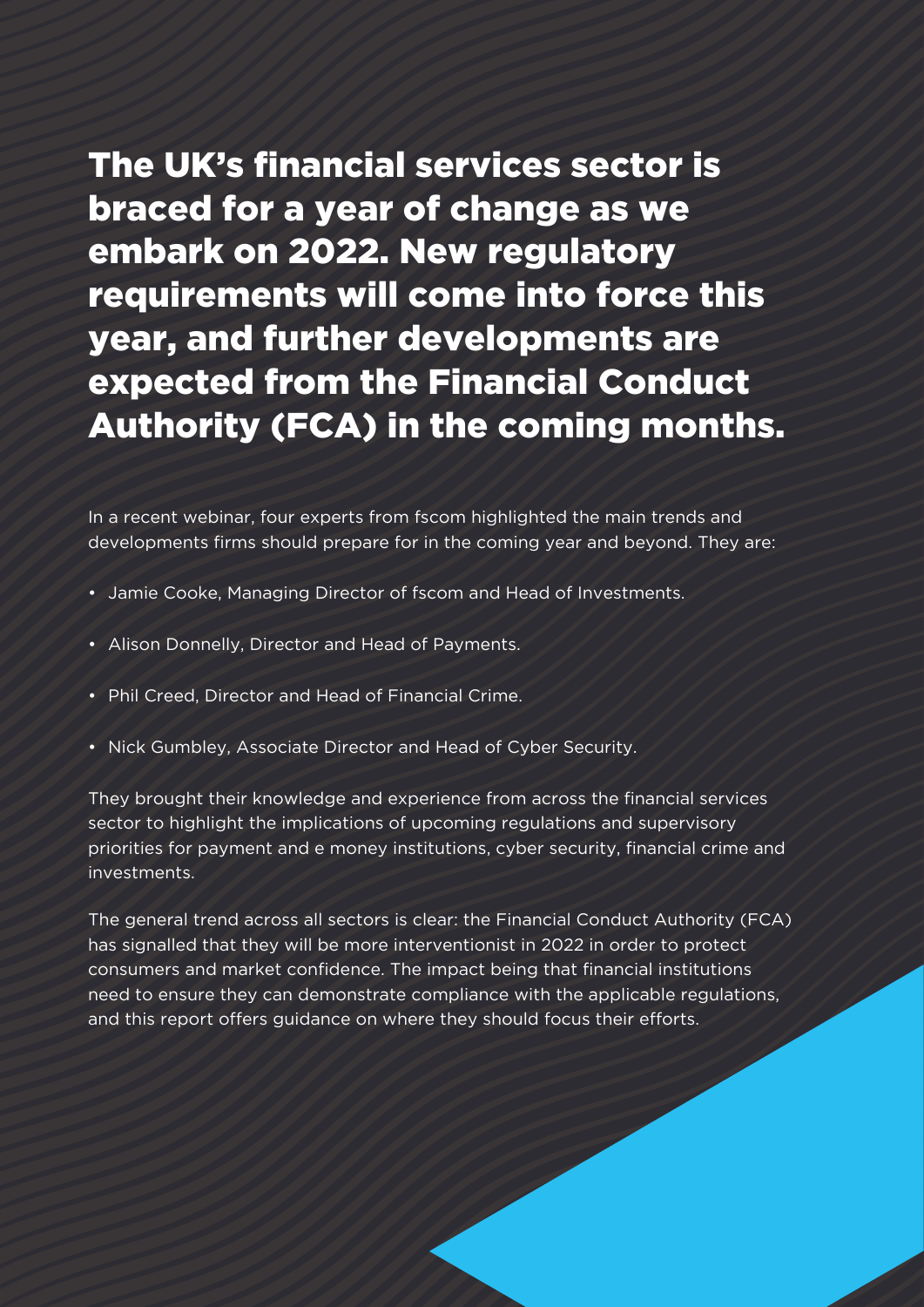**The UK's financial services sector is braced for a year of change as we embark on 2022. New regulatory requirements will come into force this year, and further developments are expected from the Financial Conduct Authority (FCA) in the coming months.**

In a recent webinar, four experts from fscom highlighted the main trends and developments firms should prepare for in the coming year and beyond. They are:

- Jamie Cooke, Managing Director of fscom and Head of Investments.
- Alison Donnelly, Director and Head of Payments.
- Phil Creed, Director and Head of Financial Crime.
- Nick Gumbley, Associate Director and Head of Cyber Security.

They brought their knowledge and experience from across the financial services sector to highlight the implications of upcoming regulations and supervisory priorities for payment and e money institutions, cyber security, financial crime and investments.

The general trend across all sectors is clear: the Financial Conduct Authority (FCA) has signalled that they will be more interventionist in 2022 in order to protect consumers and market confidence. The impact being that financial institutions need to ensure they can demonstrate compliance with the applicable regulations, and this report offers guidance on where they should focus their efforts.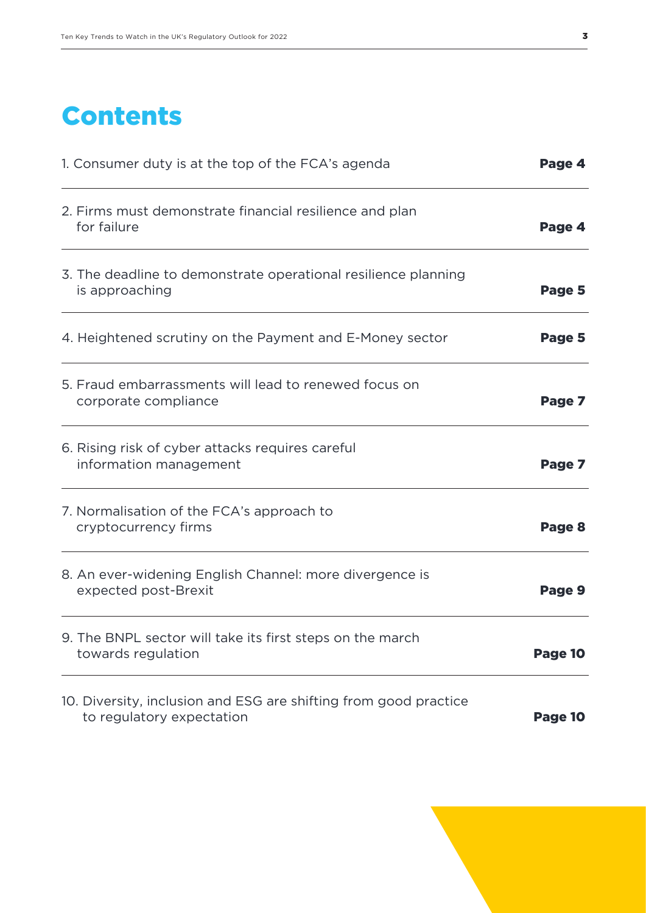# Contents

| | |
|---|---|
| 1. Consumer duty is at the top of the FCA's agenda | **Page 4** |
| 2. Firms must demonstrate financial resilience and plan for failure | **Page 4** |
| 3. The deadline to demonstrate operational resilience planning is approaching | **Page 5** |
| 4. Heightened scrutiny on the Payment and E-Money sector | **Page 5** |
| 5. Fraud embarrassments will lead to renewed focus on corporate compliance | **Page 7** |
| 6. Rising risk of cyber attacks requires careful information management | **Page 7** |
| 7. Normalisation of the FCA's approach to cryptocurrency firms | **Page 8** |
| 8. An ever-widening English Channel: more divergence is expected post-Brexit | **Page 9** |
| 9. The BNPL sector will take its first steps on the march towards regulation | **Page 10** |
| 10. Diversity, inclusion and ESG are shifting from good practice to regulatory expectation | **Page 10** |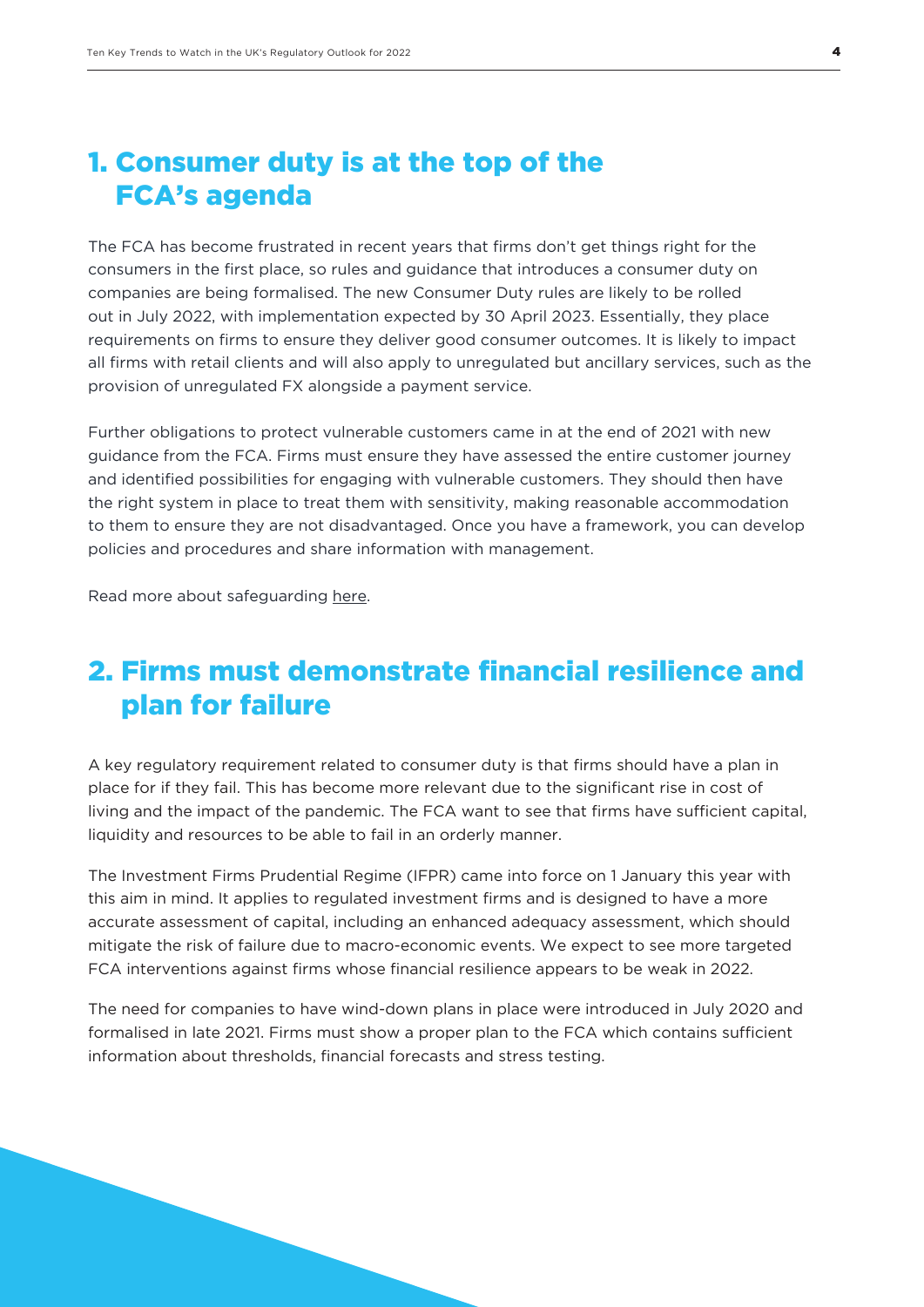## 1. Consumer duty is at the top of the FCA's agenda

The FCA has become frustrated in recent years that firms don't get things right for the consumers in the first place, so rules and guidance that introduces a consumer duty on companies are being formalised. The new Consumer Duty rules are likely to be rolled out in July 2022, with implementation expected by 30 April 2023. Essentially, they place requirements on firms to ensure they deliver good consumer outcomes. It is likely to impact all firms with retail clients and will also apply to unregulated but ancillary services, such as the provision of unregulated FX alongside a payment service.

Further obligations to protect vulnerable customers came in at the end of 2021 with new guidance from the FCA. Firms must ensure they have assessed the entire customer journey and identified possibilities for engaging with vulnerable customers. They should then have the right system in place to treat them with sensitivity, making reasonable accommodation to them to ensure they are not disadvantaged. Once you have a framework, you can develop policies and procedures and share information with management.

Read more about safeguarding here.

## 2. Firms must demonstrate financial resilience and plan for failure

A key regulatory requirement related to consumer duty is that firms should have a plan in place for if they fail. This has become more relevant due to the significant rise in cost of living and the impact of the pandemic. The FCA want to see that firms have sufficient capital, liquidity and resources to be able to fail in an orderly manner.

The Investment Firms Prudential Regime (IFPR) came into force on 1 January this year with this aim in mind. It applies to regulated investment firms and is designed to have a more accurate assessment of capital, including an enhanced adequacy assessment, which should mitigate the risk of failure due to macro-economic events. We expect to see more targeted FCA interventions against firms whose financial resilience appears to be weak in 2022.

The need for companies to have wind-down plans in place were introduced in July 2020 and formalised in late 2021. Firms must show a proper plan to the FCA which contains sufficient information about thresholds, financial forecasts and stress testing.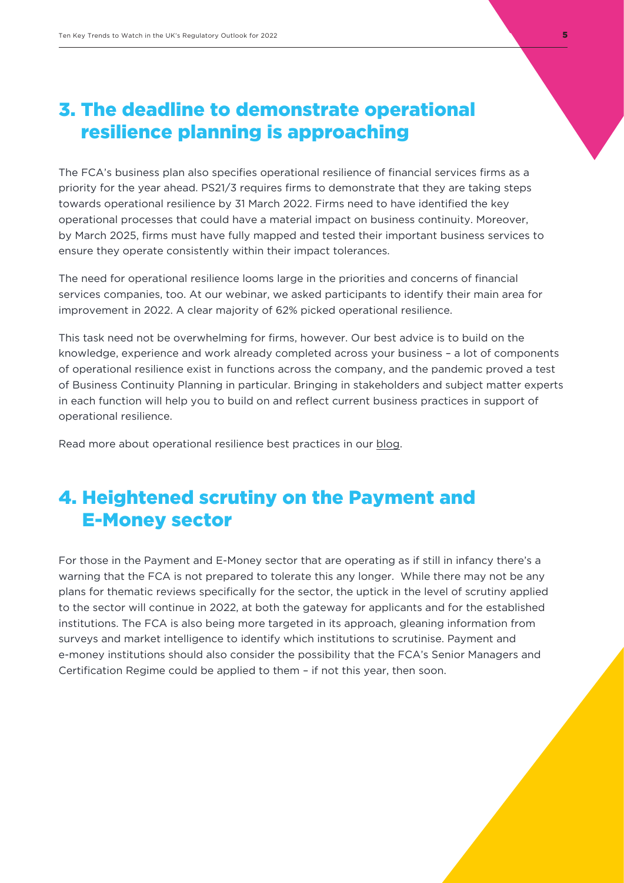## 3. The deadline to demonstrate operational resilience planning is approaching

The FCA's business plan also specifies operational resilience of financial services firms as a priority for the year ahead. PS21/3 requires firms to demonstrate that they are taking steps towards operational resilience by 31 March 2022. Firms need to have identified the key operational processes that could have a material impact on business continuity. Moreover, by March 2025, firms must have fully mapped and tested their important business services to ensure they operate consistently within their impact tolerances.

The need for operational resilience looms large in the priorities and concerns of financial services companies, too. At our webinar, we asked participants to identify their main area for improvement in 2022. A clear majority of 62% picked operational resilience.

This task need not be overwhelming for firms, however. Our best advice is to build on the knowledge, experience and work already completed across your business – a lot of components of operational resilience exist in functions across the company, and the pandemic proved a test of Business Continuity Planning in particular. Bringing in stakeholders and subject matter experts in each function will help you to build on and reflect current business practices in support of operational resilience.

Read more about operational resilience best practices in our blog.

## 4. Heightened scrutiny on the Payment and E-Money sector

For those in the Payment and E-Money sector that are operating as if still in infancy there's a warning that the FCA is not prepared to tolerate this any longer. While there may not be any plans for thematic reviews specifically for the sector, the uptick in the level of scrutiny applied to the sector will continue in 2022, at both the gateway for applicants and for the established institutions. The FCA is also being more targeted in its approach, gleaning information from surveys and market intelligence to identify which institutions to scrutinise. Payment and e-money institutions should also consider the possibility that the FCA's Senior Managers and Certification Regime could be applied to them – if not this year, then soon.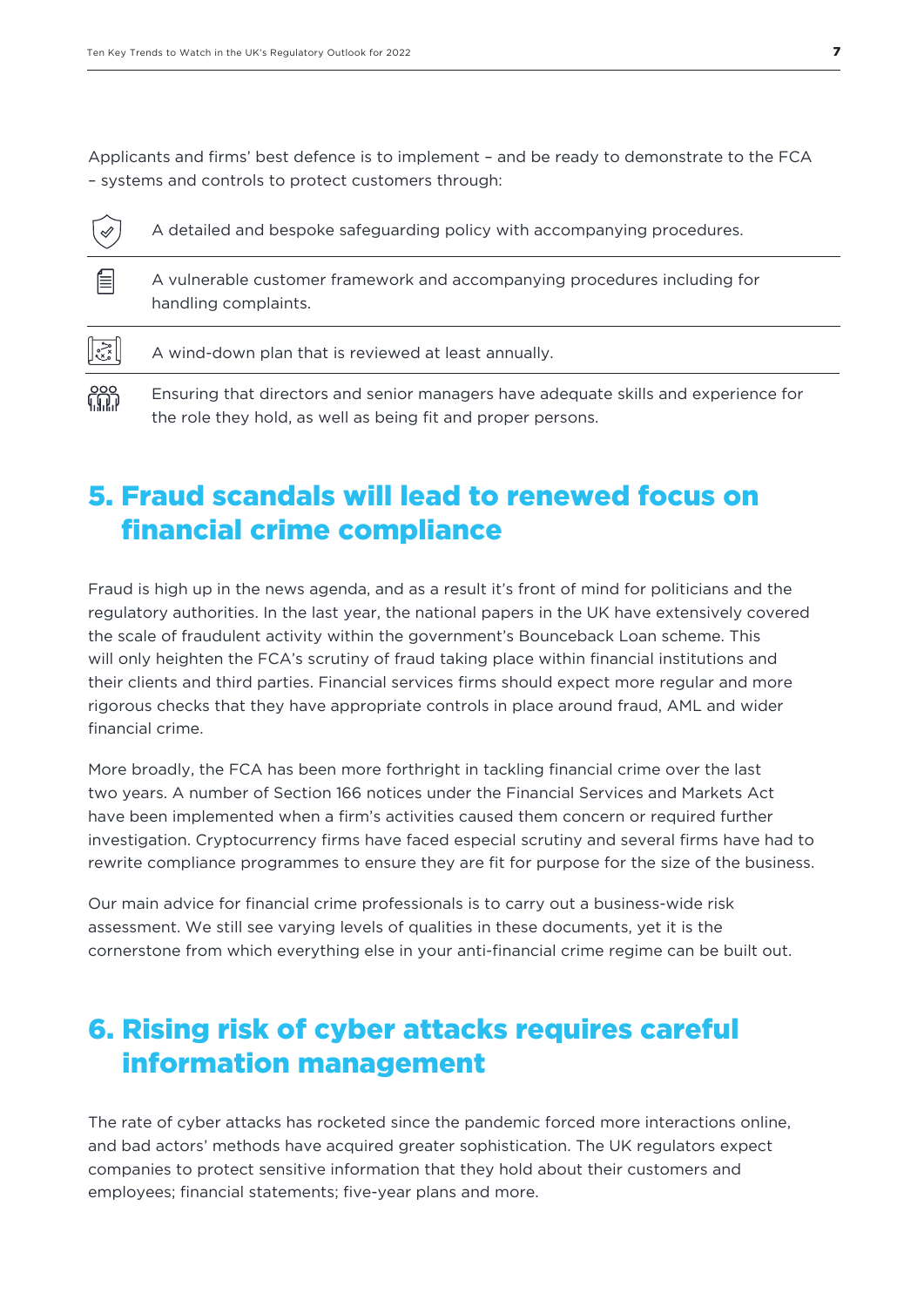Applicants and firms' best defence is to implement – and be ready to demonstrate to the FCA – systems and controls to protect customers through:

- A detailed and bespoke safeguarding policy with accompanying procedures.
- A vulnerable customer framework and accompanying procedures including for handling complaints.
- A wind-down plan that is reviewed at least annually.
- Ensuring that directors and senior managers have adequate skills and experience for the role they hold, as well as being fit and proper persons.

## 5. Fraud scandals will lead to renewed focus on financial crime compliance

Fraud is high up in the news agenda, and as a result it's front of mind for politicians and the regulatory authorities. In the last year, the national papers in the UK have extensively covered the scale of fraudulent activity within the government's Bounceback Loan scheme. This will only heighten the FCA's scrutiny of fraud taking place within financial institutions and their clients and third parties. Financial services firms should expect more regular and more rigorous checks that they have appropriate controls in place around fraud, AML and wider financial crime.

More broadly, the FCA has been more forthright in tackling financial crime over the last two years. A number of Section 166 notices under the Financial Services and Markets Act have been implemented when a firm's activities caused them concern or required further investigation. Cryptocurrency firms have faced especial scrutiny and several firms have had to rewrite compliance programmes to ensure they are fit for purpose for the size of the business.

Our main advice for financial crime professionals is to carry out a business-wide risk assessment. We still see varying levels of qualities in these documents, yet it is the cornerstone from which everything else in your anti-financial crime regime can be built out.

## 6. Rising risk of cyber attacks requires careful information management

The rate of cyber attacks has rocketed since the pandemic forced more interactions online, and bad actors' methods have acquired greater sophistication. The UK regulators expect companies to protect sensitive information that they hold about their customers and employees; financial statements; five-year plans and more.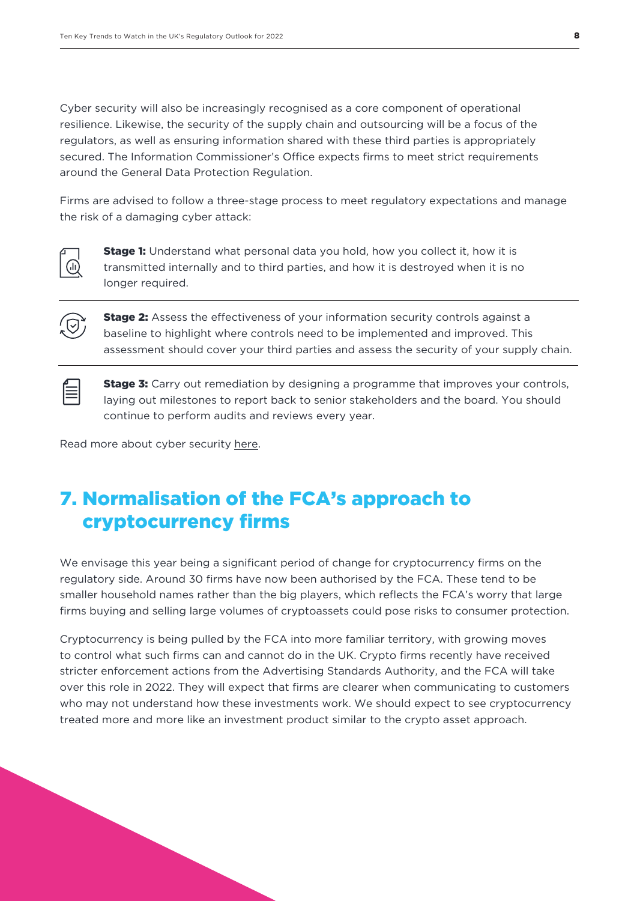Cyber security will also be increasingly recognised as a core component of operational resilience. Likewise, the security of the supply chain and outsourcing will be a focus of the regulators, as well as ensuring information shared with these third parties is appropriately secured. The Information Commissioner's Office expects firms to meet strict requirements around the General Data Protection Regulation.

Firms are advised to follow a three-stage process to meet regulatory expectations and manage the risk of a damaging cyber attack:

**Stage 1:** Understand what personal data you hold, how you collect it, how it is transmitted internally and to third parties, and how it is destroyed when it is no longer required.

**Stage 2:** Assess the effectiveness of your information security controls against a baseline to highlight where controls need to be implemented and improved. This assessment should cover your third parties and assess the security of your supply chain.

**Stage 3:** Carry out remediation by designing a programme that improves your controls, laying out milestones to report back to senior stakeholders and the board. You should continue to perform audits and reviews every year.

Read more about cyber security here.

## 7. Normalisation of the FCA's approach to cryptocurrency firms

We envisage this year being a significant period of change for cryptocurrency firms on the regulatory side. Around 30 firms have now been authorised by the FCA. These tend to be smaller household names rather than the big players, which reflects the FCA's worry that large firms buying and selling large volumes of cryptoassets could pose risks to consumer protection.

Cryptocurrency is being pulled by the FCA into more familiar territory, with growing moves to control what such firms can and cannot do in the UK. Crypto firms recently have received stricter enforcement actions from the Advertising Standards Authority, and the FCA will take over this role in 2022. They will expect that firms are clearer when communicating to customers who may not understand how these investments work. We should expect to see cryptocurrency treated more and more like an investment product similar to the crypto asset approach.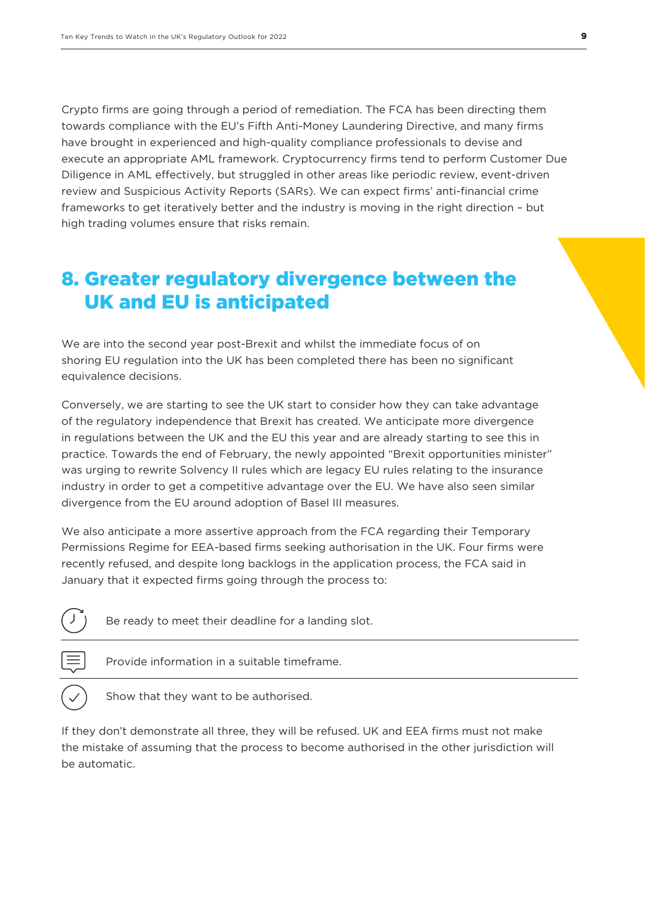Crypto firms are going through a period of remediation. The FCA has been directing them towards compliance with the EU's Fifth Anti-Money Laundering Directive, and many firms have brought in experienced and high-quality compliance professionals to devise and execute an appropriate AML framework. Cryptocurrency firms tend to perform Customer Due Diligence in AML effectively, but struggled in other areas like periodic review, event-driven review and Suspicious Activity Reports (SARs). We can expect firms' anti-financial crime frameworks to get iteratively better and the industry is moving in the right direction – but high trading volumes ensure that risks remain.

## 8. Greater regulatory divergence between the UK and EU is anticipated

We are into the second year post-Brexit and whilst the immediate focus of on shoring EU regulation into the UK has been completed there has been no significant equivalence decisions.

Conversely, we are starting to see the UK start to consider how they can take advantage of the regulatory independence that Brexit has created. We anticipate more divergence in regulations between the UK and the EU this year and are already starting to see this in practice. Towards the end of February, the newly appointed "Brexit opportunities minister" was urging to rewrite Solvency II rules which are legacy EU rules relating to the insurance industry in order to get a competitive advantage over the EU. We have also seen similar divergence from the EU around adoption of Basel III measures.

We also anticipate a more assertive approach from the FCA regarding their Temporary Permissions Regime for EEA-based firms seeking authorisation in the UK. Four firms were recently refused, and despite long backlogs in the application process, the FCA said in January that it expected firms going through the process to:

- Be ready to meet their deadline for a landing slot.
- Provide information in a suitable timeframe.
- Show that they want to be authorised.

If they don't demonstrate all three, they will be refused. UK and EEA firms must not make the mistake of assuming that the process to become authorised in the other jurisdiction will be automatic.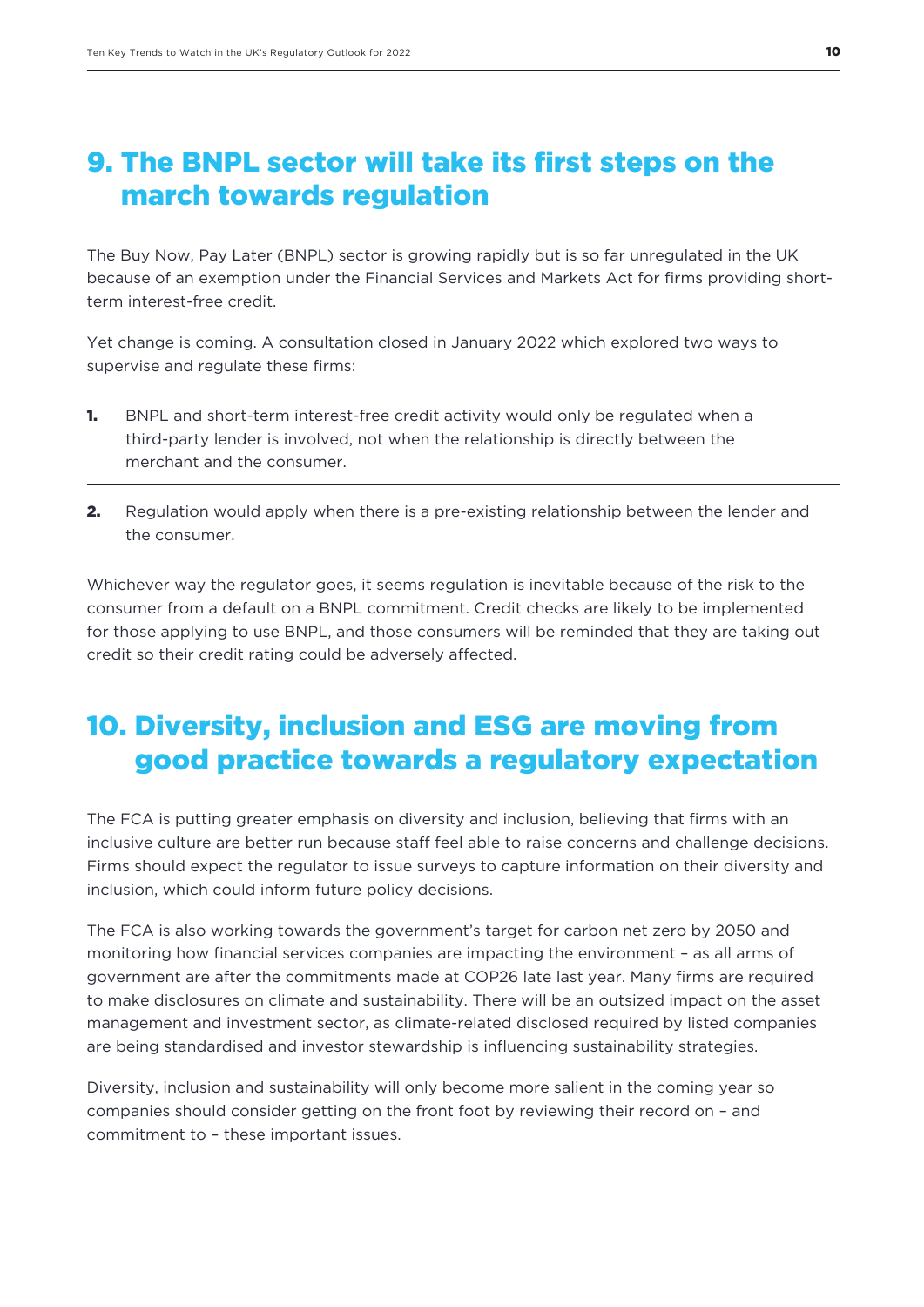## 9. The BNPL sector will take its first steps on the march towards regulation

The Buy Now, Pay Later (BNPL) sector is growing rapidly but is so far unregulated in the UK because of an exemption under the Financial Services and Markets Act for firms providing short-term interest-free credit.

Yet change is coming. A consultation closed in January 2022 which explored two ways to supervise and regulate these firms:

1. BNPL and short-term interest-free credit activity would only be regulated when a third-party lender is involved, not when the relationship is directly between the merchant and the consumer.
2. Regulation would apply when there is a pre-existing relationship between the lender and the consumer.

Whichever way the regulator goes, it seems regulation is inevitable because of the risk to the consumer from a default on a BNPL commitment. Credit checks are likely to be implemented for those applying to use BNPL, and those consumers will be reminded that they are taking out credit so their credit rating could be adversely affected.

## 10. Diversity, inclusion and ESG are moving from good practice towards a regulatory expectation

The FCA is putting greater emphasis on diversity and inclusion, believing that firms with an inclusive culture are better run because staff feel able to raise concerns and challenge decisions. Firms should expect the regulator to issue surveys to capture information on their diversity and inclusion, which could inform future policy decisions.

The FCA is also working towards the government's target for carbon net zero by 2050 and monitoring how financial services companies are impacting the environment – as all arms of government are after the commitments made at COP26 late last year. Many firms are required to make disclosures on climate and sustainability. There will be an outsized impact on the asset management and investment sector, as climate-related disclosed required by listed companies are being standardised and investor stewardship is influencing sustainability strategies.

Diversity, inclusion and sustainability will only become more salient in the coming year so companies should consider getting on the front foot by reviewing their record on – and commitment to – these important issues.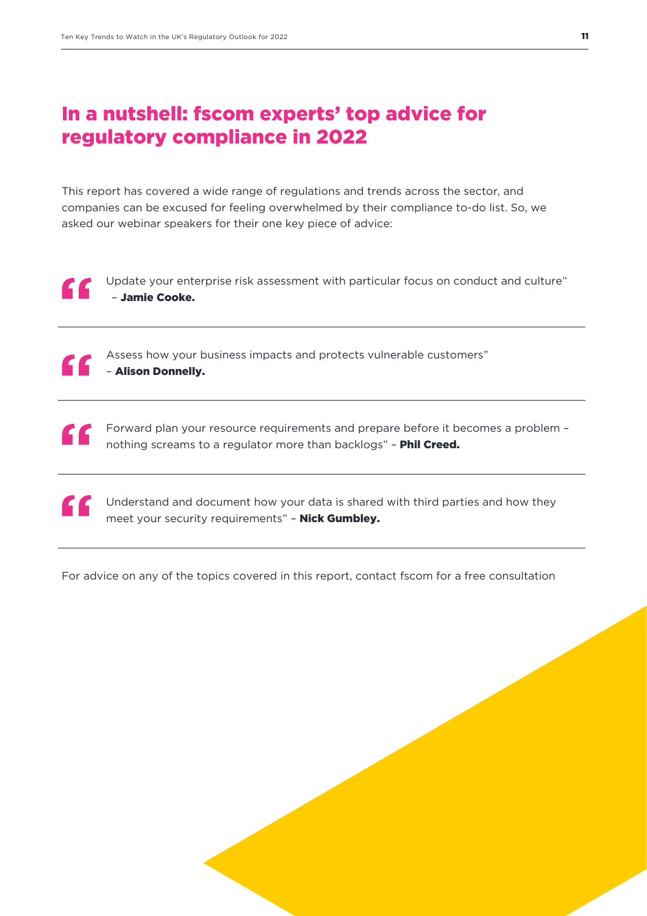# In a nutshell: fscom experts' top advice for regulatory compliance in 2022

This report has covered a wide range of regulations and trends across the sector, and companies can be excused for feeling overwhelmed by their compliance to-do list. So, we asked our webinar speakers for their one key piece of advice:

> "Update your enterprise risk assessment with particular focus on conduct and culture" – **Jamie Cooke.**

---

> "Assess how your business impacts and protects vulnerable customers" – **Alison Donnelly.**

---

> "Forward plan your resource requirements and prepare before it becomes a problem – nothing screams to a regulator more than backlogs" – **Phil Creed.**

---

> "Understand and document how your data is shared with third parties and how they meet your security requirements" – **Nick Gumbley.**

---

For advice on any of the topics covered in this report, contact fscom for a free consultation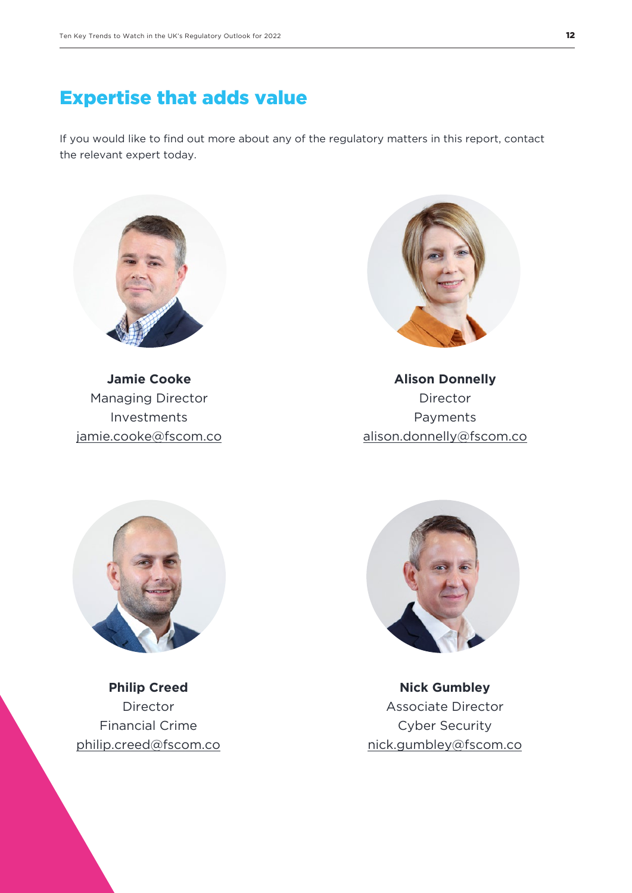## Expertise that adds value

If you would like to find out more about any of the regulatory matters in this report, contact the relevant expert today.

**Jamie Cooke**
Managing Director
Investments
jamie.cooke@fscom.co

**Alison Donnelly**
Director
Payments
alison.donnelly@fscom.co

**Philip Creed**
Director
Financial Crime
philip.creed@fscom.co

**Nick Gumbley**
Associate Director
Cyber Security
nick.gumbley@fscom.co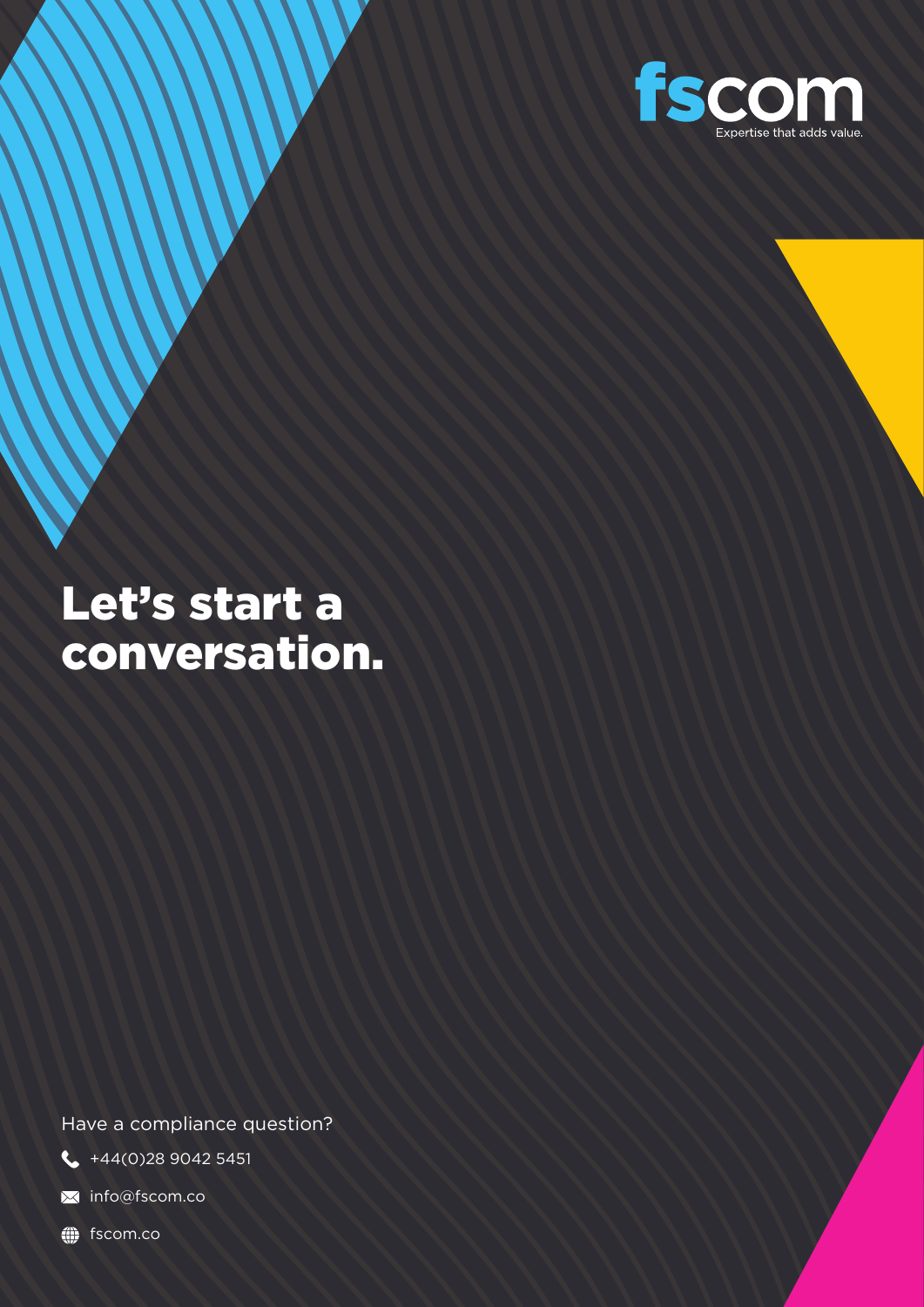fscom

Expertise that adds value.

# Let's start a conversation.

Have a compliance question?

+44(0)28 9042 5451

info@fscom.co

fscom.co